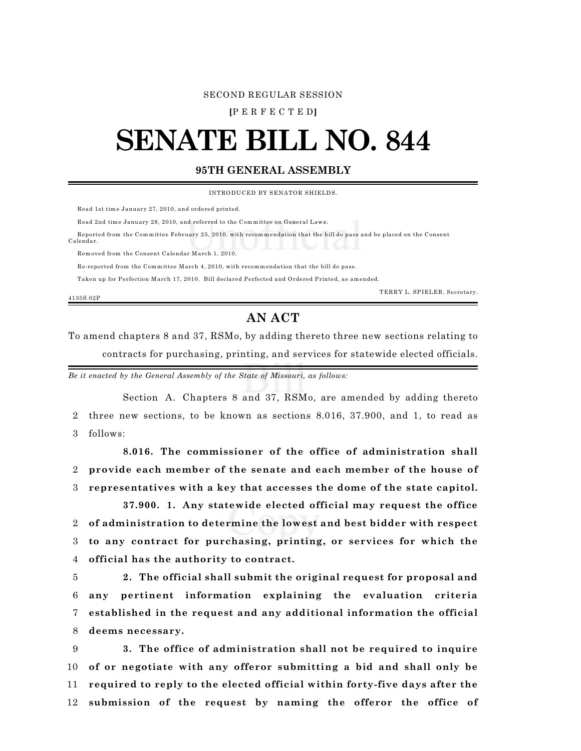SECOND REGULAR SESSION

**[**P E R F E C T E D**]**

# SENATE BILL NO. 844

## 95TH GENERAL ASSEMBLY

INTRODUCED BY SENATOR SHIELDS.

Read 1st time January 27, 2010, and ordered printed.

Read 2nd time January 28, 2010, and referred to the Committee on General Laws.

Reported from the Committee February 25, 2010, with recommendation that the bill do pass and be placed on the Consent Calendar.

Removed from the Consent Calendar March 1, 2010.

Re-reported from the Committee March 4, 2010, with recommendation that the bill do pass.

Taken up for Perfection March 17, 2010. Bill declared Perfected and Ordered Printed, as amended.

TERRY L. SPIELER, Secretary.

4135S.02P

## AN ACT

To amend chapters 8 and 37, RSMo, by adding thereto three new sections relating to contracts for purchasing, printing, and services for statewide elected officials.

*Be it enacted by the General Assembly of the State of Missouri, as follows:*

Section A. Chapters 8 and 37, RSMo, are amended by adding thereto three new sections, to be known as sections 8.016, 37.900, and 1, to read as follows:

**8.016. The commissioner of the office of administration shall provide each member of the senate and each member of the house of representatives with a key that accesses the dome of the state capitol.**

**37.900. 1. Any statewide elected official may request the office of administration to determine the lowest and best bidder with respect to any contract for purchasing, printing, or services for which the official has the authority to contract.**

**2. The official shall submit the original request for proposal and any pertinent information explaining the evaluation criteria established in the request and any additional information the official deems necessary.**

**3. The office of administration shall not be required to inquire of or negotiate with any offeror submitting a bid and shall only be required to reply to the elected official within forty-five days after the submission of the request by naming the offeror the office of**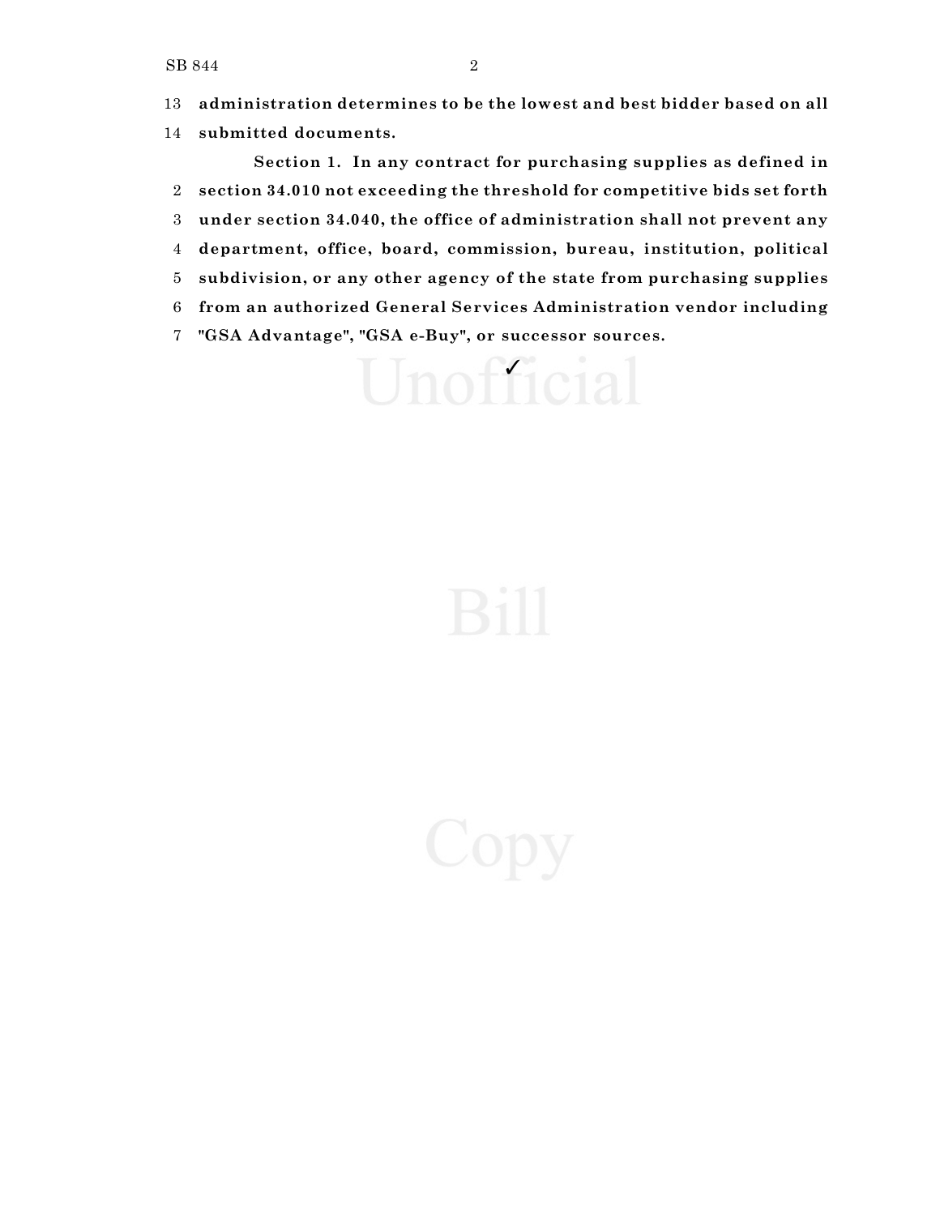**administration determines to be the lowest and best bidder based on all submitted documents.**

**Section 1. In any contract for purchasing supplies as defined in section 34.010 not exceeding the threshold for competitive bids set forth under section 34.040, the office of administration shall not prevent any department, office, board, commission, bureau, institution, political subdivision, or any other agency of the state from purchasing supplies from an authorized General Services Administration vendor including "GSA Advantage", "GSA e-Buy", or successor sources.**

✓